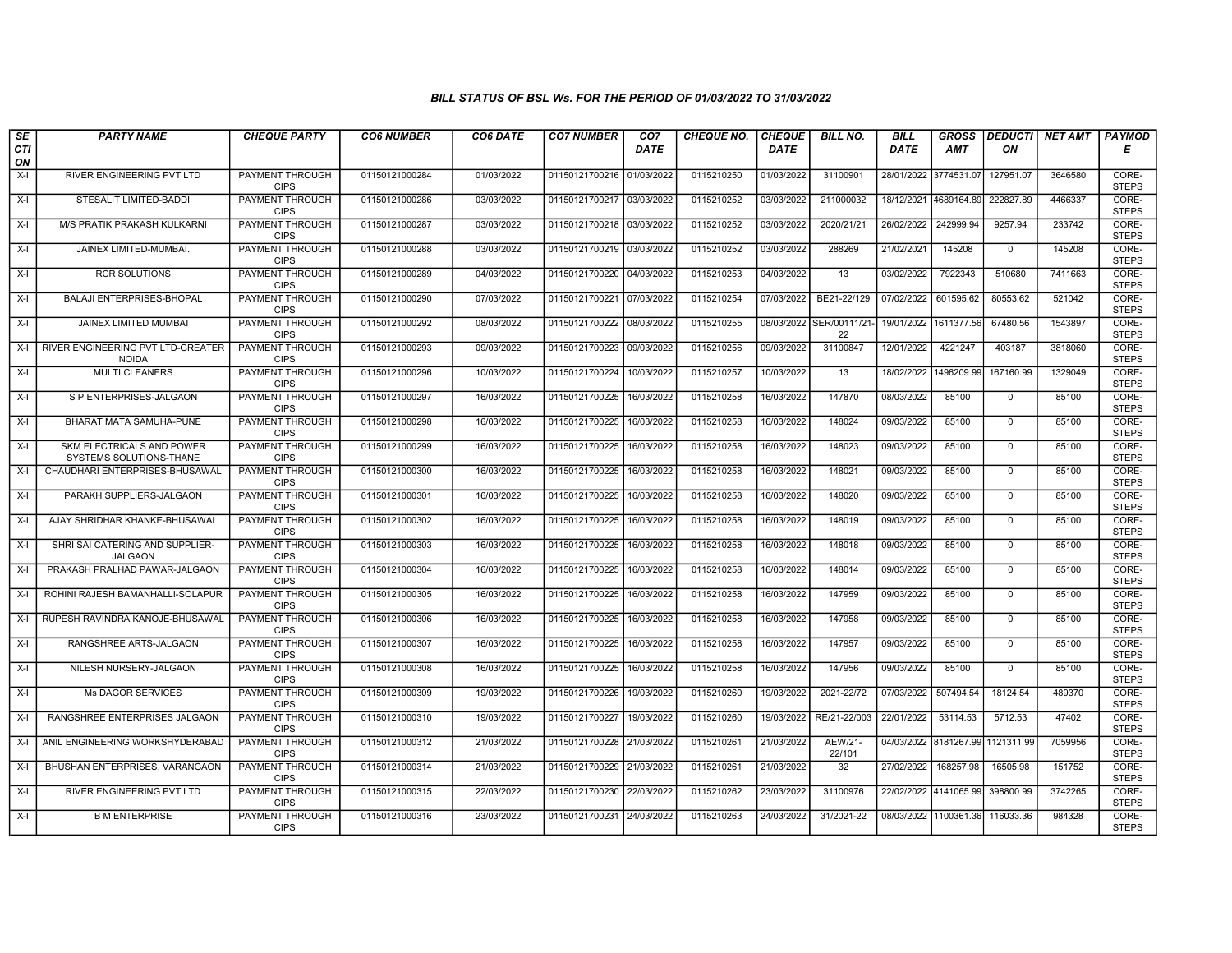# BILL STATUS OF BSL Ws. FOR THE PERIOD OF 01/03/2022 TO 31/03/2022

| SECTION | PARTY NAME | CHEQUE PARTY | CO6 NUMBER | CO6 DATE | CO7 NUMBER | CO7 DATE | CHEQUE NO. | CHEQUE DATE | BILL NO. | BILL DATE | GROSS AMT | DEDUCTION | NET AMT | PAYMODE |
|---|---|---|---|---|---|---|---|---|---|---|---|---|---|---|
| X-I | RIVER ENGINEERING PVT LTD | PAYMENT THROUGH CIPS | 01150121000284 | 01/03/2022 | 01150121700216 | 01/03/2022 | 0115210250 | 01/03/2022 | 31100901 | 28/01/2022 | 3774531.07 | 127951.07 | 3646580 | CORE-STEPS |
| X-I | STESALIT LIMITED-BADDI | PAYMENT THROUGH CIPS | 01150121000286 | 03/03/2022 | 01150121700217 | 03/03/2022 | 0115210252 | 03/03/2022 | 211000032 | 18/12/2021 | 4689164.89 | 222827.89 | 4466337 | CORE-STEPS |
| X-I | M/S PRATIK PRAKASH KULKARNI | PAYMENT THROUGH CIPS | 01150121000287 | 03/03/2022 | 01150121700218 | 03/03/2022 | 0115210252 | 03/03/2022 | 2020/21/21 | 26/02/2022 | 242999.94 | 9257.94 | 233742 | CORE-STEPS |
| X-I | JAINEX LIMITED-MUMBAI. | PAYMENT THROUGH CIPS | 01150121000288 | 03/03/2022 | 01150121700219 | 03/03/2022 | 0115210252 | 03/03/2022 | 288269 | 21/02/2021 | 145208 | 0 | 145208 | CORE-STEPS |
| X-I | RCR SOLUTIONS | PAYMENT THROUGH CIPS | 01150121000289 | 04/03/2022 | 01150121700220 | 04/03/2022 | 0115210253 | 04/03/2022 | 13 | 03/02/2022 | 7922343 | 510680 | 7411663 | CORE-STEPS |
| X-I | BALAJI ENTERPRISES-BHOPAL | PAYMENT THROUGH CIPS | 01150121000290 | 07/03/2022 | 01150121700221 | 07/03/2022 | 0115210254 | 07/03/2022 | BE21-22/129 | 07/02/2022 | 601595.62 | 80553.62 | 521042 | CORE-STEPS |
| X-I | JAINEX LIMITED MUMBAI | PAYMENT THROUGH CIPS | 01150121000292 | 08/03/2022 | 01150121700222 | 08/03/2022 | 0115210255 | 08/03/2022 | SER/00111/21-22 | 19/01/2022 | 1611377.56 | 67480.56 | 1543897 | CORE-STEPS |
| X-I | RIVER ENGINEERING PVT LTD-GREATER NOIDA | PAYMENT THROUGH CIPS | 01150121000293 | 09/03/2022 | 01150121700223 | 09/03/2022 | 0115210256 | 09/03/2022 | 31100847 | 12/01/2022 | 4221247 | 403187 | 3818060 | CORE-STEPS |
| X-I | MULTI CLEANERS | PAYMENT THROUGH CIPS | 01150121000296 | 10/03/2022 | 01150121700224 | 10/03/2022 | 0115210257 | 10/03/2022 | 13 | 18/02/2022 | 1496209.99 | 167160.99 | 1329049 | CORE-STEPS |
| X-I | S P ENTERPRISES-JALGAON | PAYMENT THROUGH CIPS | 01150121000297 | 16/03/2022 | 01150121700225 | 16/03/2022 | 0115210258 | 16/03/2022 | 147870 | 08/03/2022 | 85100 | 0 | 85100 | CORE-STEPS |
| X-I | BHARAT MATA SAMUHA-PUNE | PAYMENT THROUGH CIPS | 01150121000298 | 16/03/2022 | 01150121700225 | 16/03/2022 | 0115210258 | 16/03/2022 | 148024 | 09/03/2022 | 85100 | 0 | 85100 | CORE-STEPS |
| X-I | SKM ELECTRICALS AND POWER SYSTEMS SOLUTIONS-THANE | PAYMENT THROUGH CIPS | 01150121000299 | 16/03/2022 | 01150121700225 | 16/03/2022 | 0115210258 | 16/03/2022 | 148023 | 09/03/2022 | 85100 | 0 | 85100 | CORE-STEPS |
| X-I | CHAUDHARI ENTERPRISES-BHUSAWAL | PAYMENT THROUGH CIPS | 01150121000300 | 16/03/2022 | 01150121700225 | 16/03/2022 | 0115210258 | 16/03/2022 | 148021 | 09/03/2022 | 85100 | 0 | 85100 | CORE-STEPS |
| X-I | PARAKH SUPPLIERS-JALGAON | PAYMENT THROUGH CIPS | 01150121000301 | 16/03/2022 | 01150121700225 | 16/03/2022 | 0115210258 | 16/03/2022 | 148020 | 09/03/2022 | 85100 | 0 | 85100 | CORE-STEPS |
| X-I | AJAY SHRIDHAR KHANKE-BHUSAWAL | PAYMENT THROUGH CIPS | 01150121000302 | 16/03/2022 | 01150121700225 | 16/03/2022 | 0115210258 | 16/03/2022 | 148019 | 09/03/2022 | 85100 | 0 | 85100 | CORE-STEPS |
| X-I | SHRI SAI CATERING AND SUPPLIER-JALGAON | PAYMENT THROUGH CIPS | 01150121000303 | 16/03/2022 | 01150121700225 | 16/03/2022 | 0115210258 | 16/03/2022 | 148018 | 09/03/2022 | 85100 | 0 | 85100 | CORE-STEPS |
| X-I | PRAKASH PRALHAD PAWAR-JALGAON | PAYMENT THROUGH CIPS | 01150121000304 | 16/03/2022 | 01150121700225 | 16/03/2022 | 0115210258 | 16/03/2022 | 148014 | 09/03/2022 | 85100 | 0 | 85100 | CORE-STEPS |
| X-I | ROHINI RAJESH BAMANHALLI-SOLAPUR | PAYMENT THROUGH CIPS | 01150121000305 | 16/03/2022 | 01150121700225 | 16/03/2022 | 0115210258 | 16/03/2022 | 147959 | 09/03/2022 | 85100 | 0 | 85100 | CORE-STEPS |
| X-I | RUPESH RAVINDRA KANOJE-BHUSAWAL | PAYMENT THROUGH CIPS | 01150121000306 | 16/03/2022 | 01150121700225 | 16/03/2022 | 0115210258 | 16/03/2022 | 147958 | 09/03/2022 | 85100 | 0 | 85100 | CORE-STEPS |
| X-I | RANGSHREE ARTS-JALGAON | PAYMENT THROUGH CIPS | 01150121000307 | 16/03/2022 | 01150121700225 | 16/03/2022 | 0115210258 | 16/03/2022 | 147957 | 09/03/2022 | 85100 | 0 | 85100 | CORE-STEPS |
| X-I | NILESH NURSERY-JALGAON | PAYMENT THROUGH CIPS | 01150121000308 | 16/03/2022 | 01150121700225 | 16/03/2022 | 0115210258 | 16/03/2022 | 147956 | 09/03/2022 | 85100 | 0 | 85100 | CORE-STEPS |
| X-I | Ms DAGOR SERVICES | PAYMENT THROUGH CIPS | 01150121000309 | 19/03/2022 | 01150121700226 | 19/03/2022 | 0115210260 | 19/03/2022 | 2021-22/72 | 07/03/2022 | 507494.54 | 18124.54 | 489370 | CORE-STEPS |
| X-I | RANGSHREE ENTERPRISES JALGAON | PAYMENT THROUGH CIPS | 01150121000310 | 19/03/2022 | 01150121700227 | 19/03/2022 | 0115210260 | 19/03/2022 | RE/21-22/003 | 22/01/2022 | 53114.53 | 5712.53 | 47402 | CORE-STEPS |
| X-I | ANIL ENGINEERING WORKSHYDERABAD | PAYMENT THROUGH CIPS | 01150121000312 | 21/03/2022 | 01150121700228 | 21/03/2022 | 0115210261 | 21/03/2022 | AEW/21-22/101 | 04/03/2022 | 8181267.99 | 1121311.99 | 7059956 | CORE-STEPS |
| X-I | BHUSHAN ENTERPRISES, VARANGAON | PAYMENT THROUGH CIPS | 01150121000314 | 21/03/2022 | 01150121700229 | 21/03/2022 | 0115210261 | 21/03/2022 | 32 | 27/02/2022 | 168257.98 | 16505.98 | 151752 | CORE-STEPS |
| X-I | RIVER ENGINEERING PVT LTD | PAYMENT THROUGH CIPS | 01150121000315 | 22/03/2022 | 01150121700230 | 22/03/2022 | 0115210262 | 23/03/2022 | 31100976 | 22/02/2022 | 4141065.99 | 398800.99 | 3742265 | CORE-STEPS |
| X-I | B M ENTERPRISE | PAYMENT THROUGH CIPS | 01150121000316 | 23/03/2022 | 01150121700231 | 24/03/2022 | 0115210263 | 24/03/2022 | 31/2021-22 | 08/03/2022 | 1100361.36 | 116033.36 | 984328 | CORE-STEPS |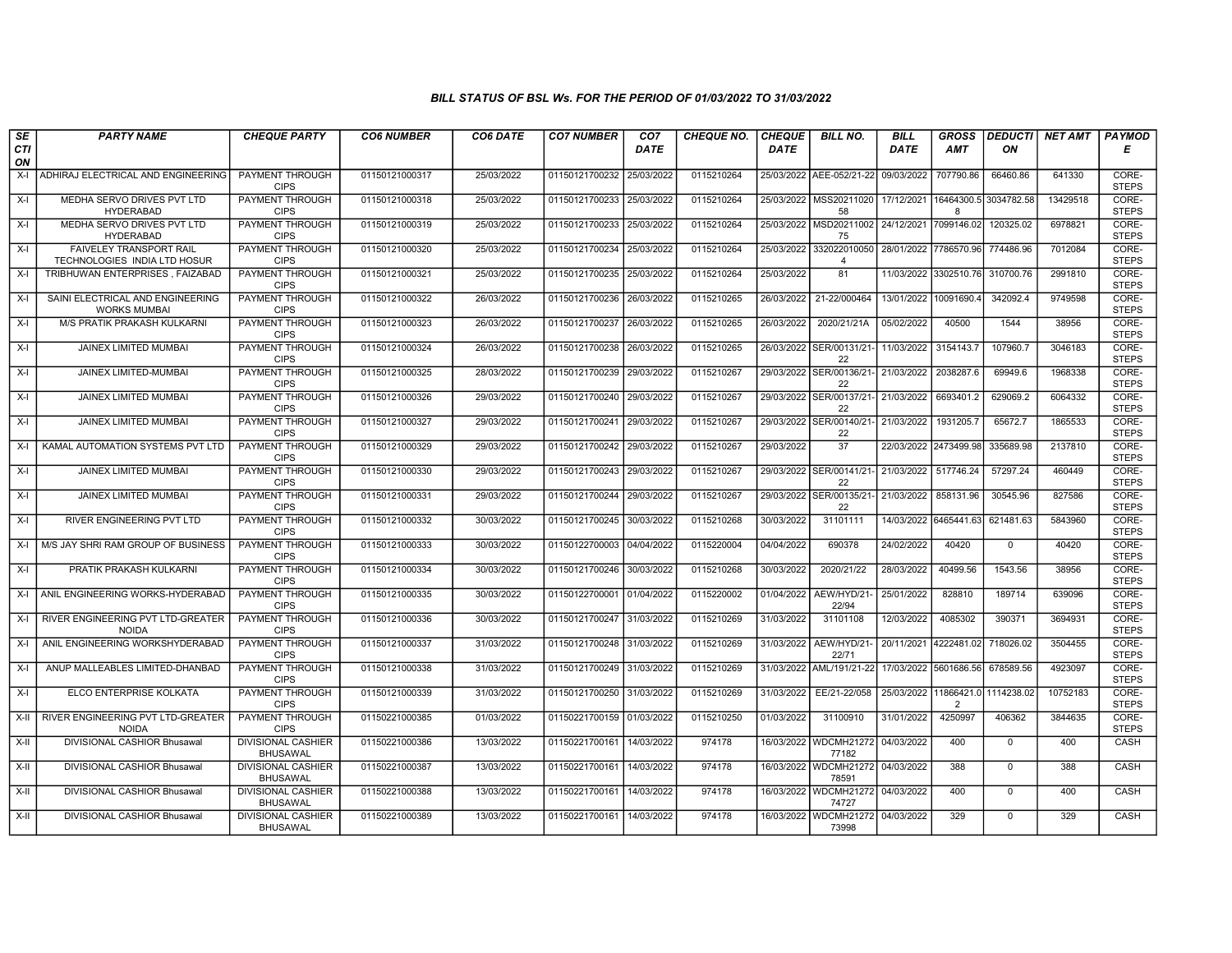### BILL STATUS OF BSL Ws. FOR THE PERIOD OF 01/03/2022 TO 31/03/2022

| SECTION | PARTY NAME | CHEQUE PARTY | CO6 NUMBER | CO6 DATE | CO7 NUMBER | CO7 DATE | CHEQUE NO. | CHEQUE DATE | BILL NO. | BILL DATE | GROSS AMT | DEDUCTION | NET AMT | PAYMODE |
|---|---|---|---|---|---|---|---|---|---|---|---|---|---|---|
| X-I | ADHIRAJ ELECTRICAL AND ENGINEERING | PAYMENT THROUGH CIPS | 01150121000317 | 25/03/2022 | 01150121700232 | 25/03/2022 | 0115210264 | 25/03/2022 | AEE-052/21-22 | 09/03/2022 | 707790.86 | 66460.86 | 641330 | CORE-STEPS |
| X-I | MEDHA SERVO DRIVES PVT LTD HYDERABAD | PAYMENT THROUGH CIPS | 01150121000318 | 25/03/2022 | 01150121700233 | 25/03/2022 | 0115210264 | 25/03/2022 | MSS2021102058 | 17/12/2021 | 16464300.58 | 3034782.58 | 13429518 | CORE-STEPS |
| X-I | MEDHA SERVO DRIVES PVT LTD HYDERABAD | PAYMENT THROUGH CIPS | 01150121000319 | 25/03/2022 | 01150121700233 | 25/03/2022 | 0115210264 | 25/03/2022 | MSD2021100275 | 24/12/2021 | 7099146.02 | 120325.02 | 6978821 | CORE-STEPS |
| X-I | FAIVELEY TRANSPORT RAIL TECHNOLOGIES INDIA LTD HOSUR | PAYMENT THROUGH CIPS | 01150121000320 | 25/03/2022 | 01150121700234 | 25/03/2022 | 0115210264 | 25/03/2022 | 3320220100504 | 28/01/2022 | 7786570.96 | 774486.96 | 7012084 | CORE-STEPS |
| X-I | TRIBHUWAN ENTERPRISES , FAIZABAD | PAYMENT THROUGH CIPS | 01150121000321 | 25/03/2022 | 01150121700235 | 25/03/2022 | 0115210264 | 25/03/2022 | 81 | 11/03/2022 | 3302510.76 | 310700.76 | 2991810 | CORE-STEPS |
| X-I | SAINI ELECTRICAL AND ENGINEERING WORKS MUMBAI | PAYMENT THROUGH CIPS | 01150121000322 | 26/03/2022 | 01150121700236 | 26/03/2022 | 0115210265 | 26/03/2022 | 21-22/000464 | 13/01/2022 | 10091690.4 | 342092.4 | 9749598 | CORE-STEPS |
| X-I | M/S PRATIK PRAKASH KULKARNI | PAYMENT THROUGH CIPS | 01150121000323 | 26/03/2022 | 01150121700237 | 26/03/2022 | 0115210265 | 26/03/2022 | 2020/21/21A | 05/02/2022 | 40500 | 1544 | 38956 | CORE-STEPS |
| X-I | JAINEX LIMITED MUMBAI | PAYMENT THROUGH CIPS | 01150121000324 | 26/03/2022 | 01150121700238 | 26/03/2022 | 0115210265 | 26/03/2022 | SER/00131/21-22 | 11/03/2022 | 3154143.7 | 107960.7 | 3046183 | CORE-STEPS |
| X-I | JAINEX LIMITED-MUMBAI | PAYMENT THROUGH CIPS | 01150121000325 | 28/03/2022 | 01150121700239 | 29/03/2022 | 0115210267 | 29/03/2022 | SER/00136/21-22 | 21/03/2022 | 2038287.6 | 69949.6 | 1968338 | CORE-STEPS |
| X-I | JAINEX LIMITED MUMBAI | PAYMENT THROUGH CIPS | 01150121000326 | 29/03/2022 | 01150121700240 | 29/03/2022 | 0115210267 | 29/03/2022 | SER/00137/21-22 | 21/03/2022 | 6693401.2 | 629069.2 | 6064332 | CORE-STEPS |
| X-I | JAINEX LIMITED MUMBAI | PAYMENT THROUGH CIPS | 01150121000327 | 29/03/2022 | 01150121700241 | 29/03/2022 | 0115210267 | 29/03/2022 | SER/00140/21-22 | 21/03/2022 | 1931205.7 | 65672.7 | 1865533 | CORE-STEPS |
| X-I | KAMAL AUTOMATION SYSTEMS PVT LTD | PAYMENT THROUGH CIPS | 01150121000329 | 29/03/2022 | 01150121700242 | 29/03/2022 | 0115210267 | 29/03/2022 | 37 | 22/03/2022 | 2473499.98 | 335689.98 | 2137810 | CORE-STEPS |
| X-I | JAINEX LIMITED MUMBAI | PAYMENT THROUGH CIPS | 01150121000330 | 29/03/2022 | 01150121700243 | 29/03/2022 | 0115210267 | 29/03/2022 | SER/00141/21-22 | 21/03/2022 | 517746.24 | 57297.24 | 460449 | CORE-STEPS |
| X-I | JAINEX LIMITED MUMBAI | PAYMENT THROUGH CIPS | 01150121000331 | 29/03/2022 | 01150121700244 | 29/03/2022 | 0115210267 | 29/03/2022 | SER/00135/21-22 | 21/03/2022 | 858131.96 | 30545.96 | 827586 | CORE-STEPS |
| X-I | RIVER ENGINEERING PVT LTD | PAYMENT THROUGH CIPS | 01150121000332 | 30/03/2022 | 01150121700245 | 30/03/2022 | 0115210268 | 30/03/2022 | 31101111 | 14/03/2022 | 6465441.63 | 621481.63 | 5843960 | CORE-STEPS |
| X-I | M/S JAY SHRI RAM GROUP OF BUSINESS | PAYMENT THROUGH CIPS | 01150121000333 | 30/03/2022 | 01150122700003 | 04/04/2022 | 0115220004 | 04/04/2022 | 690378 | 24/02/2022 | 40420 | 0 | 40420 | CORE-STEPS |
| X-I | PRATIK PRAKASH KULKARNI | PAYMENT THROUGH CIPS | 01150121000334 | 30/03/2022 | 01150121700246 | 30/03/2022 | 0115210268 | 30/03/2022 | 2020/21/22 | 28/03/2022 | 40499.56 | 1543.56 | 38956 | CORE-STEPS |
| X-I | ANIL ENGINEERING WORKS-HYDERABAD | PAYMENT THROUGH CIPS | 01150121000335 | 30/03/2022 | 01150122700001 | 01/04/2022 | 0115220002 | 01/04/2022 | AEW/HYD/21-22/94 | 25/01/2022 | 828810 | 189714 | 639096 | CORE-STEPS |
| X-I | RIVER ENGINEERING PVT LTD-GREATER NOIDA | PAYMENT THROUGH CIPS | 01150121000336 | 30/03/2022 | 01150121700247 | 31/03/2022 | 0115210269 | 31/03/2022 | 31101108 | 12/03/2022 | 4085302 | 390371 | 3694931 | CORE-STEPS |
| X-I | ANIL ENGINEERING WORKSHYDERABAD | PAYMENT THROUGH CIPS | 01150121000337 | 31/03/2022 | 01150121700248 | 31/03/2022 | 0115210269 | 31/03/2022 | AEW/HYD/21-22/71 | 20/11/2021 | 4222481.02 | 718026.02 | 3504455 | CORE-STEPS |
| X-I | ANUP MALLEABLES LIMITED-DHANBAD | PAYMENT THROUGH CIPS | 01150121000338 | 31/03/2022 | 01150121700249 | 31/03/2022 | 0115210269 | 31/03/2022 | AML/191/21-22 | 17/03/2022 | 5601686.56 | 678589.56 | 4923097 | CORE-STEPS |
| X-I | ELCO ENTERPRISE KOLKATA | PAYMENT THROUGH CIPS | 01150121000339 | 31/03/2022 | 01150121700250 | 31/03/2022 | 0115210269 | 31/03/2022 | EE/21-22/058 | 25/03/2022 | 11866421.02 | 1114238.02 | 10752183 | CORE-STEPS |
| X-II | RIVER ENGINEERING PVT LTD-GREATER NOIDA | PAYMENT THROUGH CIPS | 01150221000385 | 01/03/2022 | 01150221700159 | 01/03/2022 | 0115210250 | 01/03/2022 | 31100910 | 31/01/2022 | 4250997 | 406362 | 3844635 | CORE-STEPS |
| X-II | DIVISIONAL CASHIOR Bhusawal | DIVISIONAL CASHIER BHUSAWAL | 01150221000386 | 13/03/2022 | 01150221700161 | 14/03/2022 | 974178 | 16/03/2022 | WDCMH2127277182 | 04/03/2022 | 400 | 0 | 400 | CASH |
| X-II | DIVISIONAL CASHIOR Bhusawal | DIVISIONAL CASHIER BHUSAWAL | 01150221000387 | 13/03/2022 | 01150221700161 | 14/03/2022 | 974178 | 16/03/2022 | WDCMH2127278591 | 04/03/2022 | 388 | 0 | 388 | CASH |
| X-II | DIVISIONAL CASHIOR Bhusawal | DIVISIONAL CASHIER BHUSAWAL | 01150221000388 | 13/03/2022 | 01150221700161 | 14/03/2022 | 974178 | 16/03/2022 | WDCMH2127274727 | 04/03/2022 | 400 | 0 | 400 | CASH |
| X-II | DIVISIONAL CASHIOR Bhusawal | DIVISIONAL CASHIER BHUSAWAL | 01150221000389 | 13/03/2022 | 01150221700161 | 14/03/2022 | 974178 | 16/03/2022 | WDCMH2127273998 | 04/03/2022 | 329 | 0 | 329 | CASH |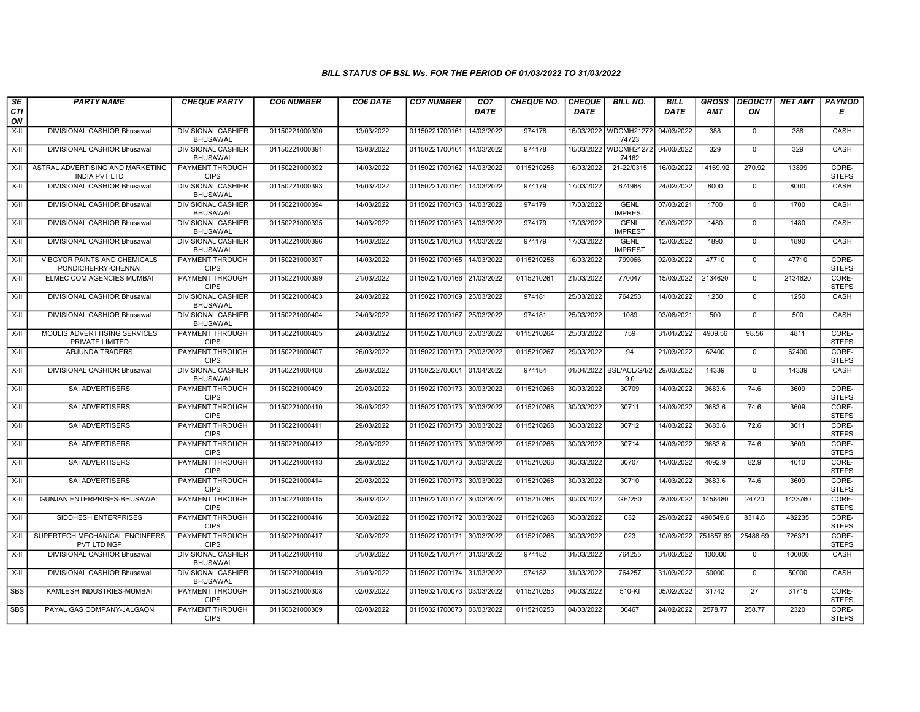# BILL STATUS OF BSL Ws. FOR THE PERIOD OF 01/03/2022 TO 31/03/2022

| SECTION | PARTY NAME | CHEQUE PARTY | CO6 NUMBER | CO6 DATE | CO7 NUMBER | CO7 DATE | CHEQUE NO. | CHEQUE DATE | BILL NO. | BILL DATE | GROSS AMT | DEDUCTION | NET AMT | PAYMODE |
|---|---|---|---|---|---|---|---|---|---|---|---|---|---|---|
| X-II | DIVISIONAL CASHIOR Bhusawal | DIVISIONAL CASHIER BHUSAWAL | 01150221000390 | 13/03/2022 | 01150221700161 | 14/03/2022 | 974178 | 16/03/2022 | WDCMH2127274723 | 04/03/2022 | 388 | 0 | 388 | CASH |
| X-II | DIVISIONAL CASHIOR Bhusawal | DIVISIONAL CASHIER BHUSAWAL | 01150221000391 | 13/03/2022 | 01150221700161 | 14/03/2022 | 974178 | 16/03/2022 | WDCMH2127274162 | 04/03/2022 | 329 | 0 | 329 | CASH |
| X-II | ASTRAL ADVERTISING AND MARKETING INDIA PVT LTD | PAYMENT THROUGH CIPS | 01150221000392 | 14/03/2022 | 01150221700162 | 14/03/2022 | 0115210258 | 16/03/2022 | 21-22/0315 | 16/02/2022 | 14169.92 | 270.92 | 13899 | CORE-STEPS |
| X-II | DIVISIONAL CASHIOR Bhusawal | DIVISIONAL CASHIER BHUSAWAL | 01150221000393 | 14/03/2022 | 01150221700164 | 14/03/2022 | 974179 | 17/03/2022 | 674968 | 24/02/2022 | 8000 | 0 | 8000 | CASH |
| X-II | DIVISIONAL CASHIOR Bhusawal | DIVISIONAL CASHIER BHUSAWAL | 01150221000394 | 14/03/2022 | 01150221700163 | 14/03/2022 | 974179 | 17/03/2022 | GENL IMPREST | 07/03/2021 | 1700 | 0 | 1700 | CASH |
| X-II | DIVISIONAL CASHIOR Bhusawal | DIVISIONAL CASHIER BHUSAWAL | 01150221000395 | 14/03/2022 | 01150221700163 | 14/03/2022 | 974179 | 17/03/2022 | GENL IMPREST | 09/03/2022 | 1480 | 0 | 1480 | CASH |
| X-II | DIVISIONAL CASHIOR Bhusawal | DIVISIONAL CASHIER BHUSAWAL | 01150221000396 | 14/03/2022 | 01150221700163 | 14/03/2022 | 974179 | 17/03/2022 | GENL IMPREST | 12/03/2022 | 1890 | 0 | 1890 | CASH |
| X-II | VIBGYOR PAINTS AND CHEMICALS PONDICHERRY-CHENNAI | PAYMENT THROUGH CIPS | 01150221000397 | 14/03/2022 | 01150221700165 | 14/03/2022 | 0115210258 | 16/03/2022 | 799066 | 02/03/2022 | 47710 | 0 | 47710 | CORE-STEPS |
| X-II | ELMEC COM AGENCIES MUMBAI | PAYMENT THROUGH CIPS | 01150221000399 | 21/03/2022 | 01150221700166 | 21/03/2022 | 0115210261 | 21/03/2022 | 770047 | 15/03/2022 | 2134620 | 0 | 2134620 | CORE-STEPS |
| X-II | DIVISIONAL CASHIOR Bhusawal | DIVISIONAL CASHIER BHUSAWAL | 01150221000403 | 24/03/2022 | 01150221700169 | 25/03/2022 | 974181 | 25/03/2022 | 764253 | 14/03/2022 | 1250 | 0 | 1250 | CASH |
| X-II | DIVISIONAL CASHIOR Bhusawal | DIVISIONAL CASHIER BHUSAWAL | 01150221000404 | 24/03/2022 | 01150221700167 | 25/03/2022 | 974181 | 25/03/2022 | 1089 | 03/08/2021 | 500 | 0 | 500 | CASH |
| X-II | MOULIS ADVERTTISING SERVICES PRIVATE LIMITED | PAYMENT THROUGH CIPS | 01150221000405 | 24/03/2022 | 01150221700168 | 25/03/2022 | 0115210264 | 25/03/2022 | 759 | 31/01/2022 | 4909.56 | 98.56 | 4811 | CORE-STEPS |
| X-II | ARJUNDA TRADERS | PAYMENT THROUGH CIPS | 01150221000407 | 26/03/2022 | 01150221700170 | 29/03/2022 | 0115210267 | 29/03/2022 | 94 | 21/03/2022 | 62400 | 0 | 62400 | CORE-STEPS |
| X-II | DIVISIONAL CASHIOR Bhusawal | DIVISIONAL CASHIER BHUSAWAL | 01150221000408 | 29/03/2022 | 01150222700001 | 01/04/2022 | 974184 | 01/04/2022 | BSL/ACL/G/I/29.0 | 29/03/2022 | 14339 | 0 | 14339 | CASH |
| X-II | SAI ADVERTISERS | PAYMENT THROUGH CIPS | 01150221000409 | 29/03/2022 | 01150221700173 | 30/03/2022 | 0115210268 | 30/03/2022 | 30709 | 14/03/2022 | 3683.6 | 74.6 | 3609 | CORE-STEPS |
| X-II | SAI ADVERTISERS | PAYMENT THROUGH CIPS | 01150221000410 | 29/03/2022 | 01150221700173 | 30/03/2022 | 0115210268 | 30/03/2022 | 30711 | 14/03/2022 | 3683.6 | 74.6 | 3609 | CORE-STEPS |
| X-II | SAI ADVERTISERS | PAYMENT THROUGH CIPS | 01150221000411 | 29/03/2022 | 01150221700173 | 30/03/2022 | 0115210268 | 30/03/2022 | 30712 | 14/03/2022 | 3683.6 | 72.6 | 3611 | CORE-STEPS |
| X-II | SAI ADVERTISERS | PAYMENT THROUGH CIPS | 01150221000412 | 29/03/2022 | 01150221700173 | 30/03/2022 | 0115210268 | 30/03/2022 | 30714 | 14/03/2022 | 3683.6 | 74.6 | 3609 | CORE-STEPS |
| X-II | SAI ADVERTISERS | PAYMENT THROUGH CIPS | 01150221000413 | 29/03/2022 | 01150221700173 | 30/03/2022 | 0115210268 | 30/03/2022 | 30707 | 14/03/2022 | 4092.9 | 82.9 | 4010 | CORE-STEPS |
| X-II | SAI ADVERTISERS | PAYMENT THROUGH CIPS | 01150221000414 | 29/03/2022 | 01150221700173 | 30/03/2022 | 0115210268 | 30/03/2022 | 30710 | 14/03/2022 | 3683.6 | 74.6 | 3609 | CORE-STEPS |
| X-II | GUNJAN ENTERPRISES-BHUSAWAL | PAYMENT THROUGH CIPS | 01150221000415 | 29/03/2022 | 01150221700172 | 30/03/2022 | 0115210268 | 30/03/2022 | GE/250 | 28/03/2022 | 1458480 | 24720 | 1433760 | CORE-STEPS |
| X-II | SIDDHESH ENTERPRISES | PAYMENT THROUGH CIPS | 01150221000416 | 30/03/2022 | 01150221700172 | 30/03/2022 | 0115210268 | 30/03/2022 | 032 | 29/03/2022 | 490549.6 | 8314.6 | 482235 | CORE-STEPS |
| X-II | SUPERTECH MECHANICAL ENGINEERS PVT LTD NGP | PAYMENT THROUGH CIPS | 01150221000417 | 30/03/2022 | 01150221700171 | 30/03/2022 | 0115210268 | 30/03/2022 | 023 | 10/03/2022 | 751857.69 | 25486.69 | 726371 | CORE-STEPS |
| X-II | DIVISIONAL CASHIOR Bhusawal | DIVISIONAL CASHIER BHUSAWAL | 01150221000418 | 31/03/2022 | 01150221700174 | 31/03/2022 | 974182 | 31/03/2022 | 764255 | 31/03/2022 | 100000 | 0 | 100000 | CASH |
| X-II | DIVISIONAL CASHIOR Bhusawal | DIVISIONAL CASHIER BHUSAWAL | 01150221000419 | 31/03/2022 | 01150221700174 | 31/03/2022 | 974182 | 31/03/2022 | 764257 | 31/03/2022 | 50000 | 0 | 50000 | CASH |
| SBS | KAMLESH INDUSTRIES-MUMBAI | PAYMENT THROUGH CIPS | 01150321000308 | 02/03/2022 | 01150321700073 | 03/03/2022 | 0115210253 | 04/03/2022 | 510-KI | 05/02/2022 | 31742 | 27 | 31715 | CORE-STEPS |
| SBS | PAYAL GAS COMPANY-JALGAON | PAYMENT THROUGH CIPS | 01150321000309 | 02/03/2022 | 01150321700073 | 03/03/2022 | 0115210253 | 04/03/2022 | 00467 | 24/02/2022 | 2578.77 | 258.77 | 2320 | CORE-STEPS |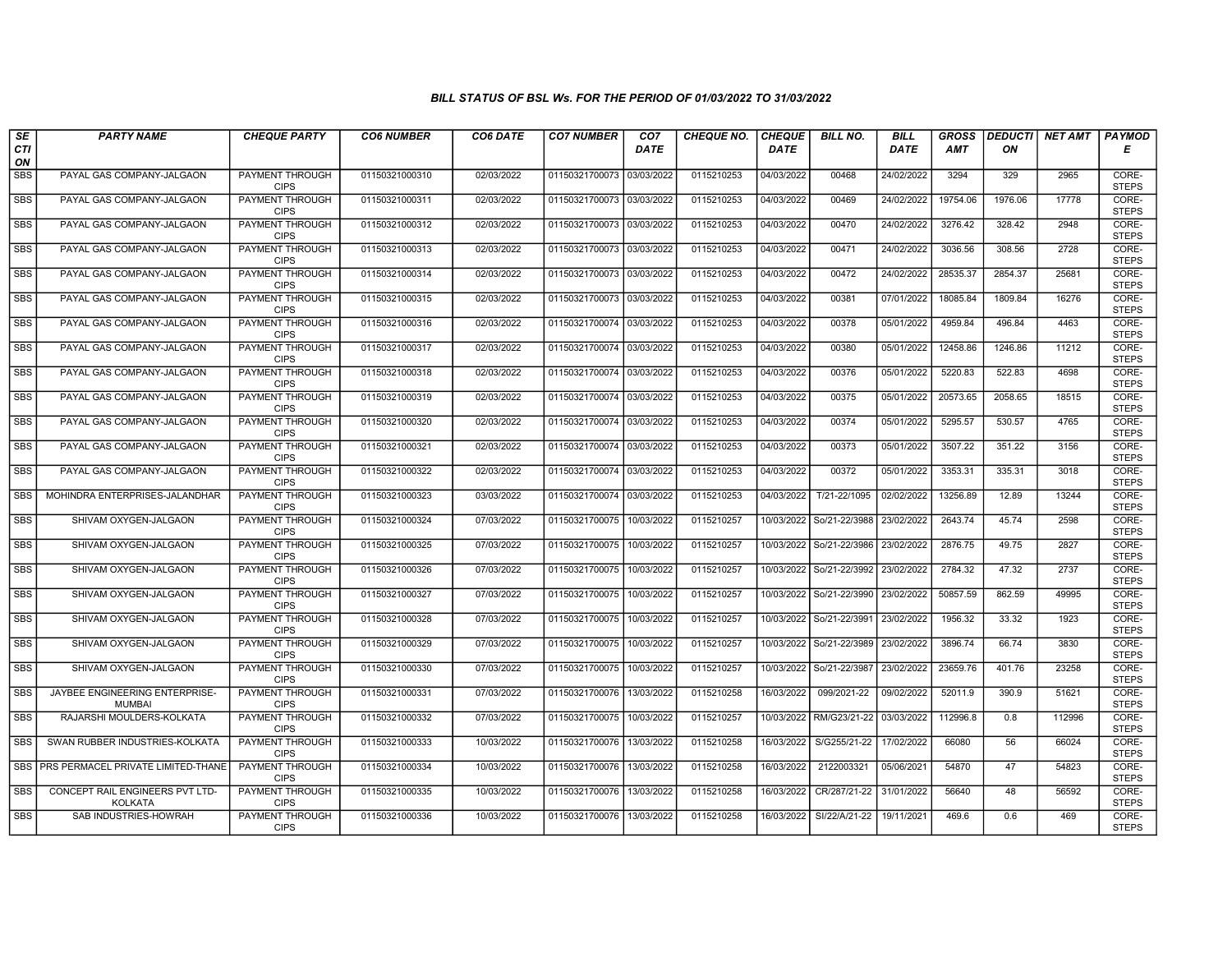### BILL STATUS OF BSL Ws. FOR THE PERIOD OF 01/03/2022 TO 31/03/2022

| SECTION | PARTY NAME | CHEQUE PARTY | CO6 NUMBER | CO6 DATE | CO7 NUMBER | CO7 DATE | CHEQUE NO. | CHEQUE DATE | BILL NO. | BILL DATE | GROSS AMT | DEDUCTION | NET AMT | PAYMODE |
|---|---|---|---|---|---|---|---|---|---|---|---|---|---|---|
| SBS | PAYAL GAS COMPANY-JALGAON | PAYMENT THROUGH CIPS | 01150321000310 | 02/03/2022 | 01150321700073 | 03/03/2022 | 0115210253 | 04/03/2022 | 00468 | 24/02/2022 | 3294 | 329 | 2965 | CORE-STEPS |
| SBS | PAYAL GAS COMPANY-JALGAON | PAYMENT THROUGH CIPS | 01150321000311 | 02/03/2022 | 01150321700073 | 03/03/2022 | 0115210253 | 04/03/2022 | 00469 | 24/02/2022 | 19754.06 | 1976.06 | 17778 | CORE-STEPS |
| SBS | PAYAL GAS COMPANY-JALGAON | PAYMENT THROUGH CIPS | 01150321000312 | 02/03/2022 | 01150321700073 | 03/03/2022 | 0115210253 | 04/03/2022 | 00470 | 24/02/2022 | 3276.42 | 328.42 | 2948 | CORE-STEPS |
| SBS | PAYAL GAS COMPANY-JALGAON | PAYMENT THROUGH CIPS | 01150321000313 | 02/03/2022 | 01150321700073 | 03/03/2022 | 0115210253 | 04/03/2022 | 00471 | 24/02/2022 | 3036.56 | 308.56 | 2728 | CORE-STEPS |
| SBS | PAYAL GAS COMPANY-JALGAON | PAYMENT THROUGH CIPS | 01150321000314 | 02/03/2022 | 01150321700073 | 03/03/2022 | 0115210253 | 04/03/2022 | 00472 | 24/02/2022 | 28535.37 | 2854.37 | 25681 | CORE-STEPS |
| SBS | PAYAL GAS COMPANY-JALGAON | PAYMENT THROUGH CIPS | 01150321000315 | 02/03/2022 | 01150321700073 | 03/03/2022 | 0115210253 | 04/03/2022 | 00381 | 07/01/2022 | 18085.84 | 1809.84 | 16276 | CORE-STEPS |
| SBS | PAYAL GAS COMPANY-JALGAON | PAYMENT THROUGH CIPS | 01150321000316 | 02/03/2022 | 01150321700074 | 03/03/2022 | 0115210253 | 04/03/2022 | 00378 | 05/01/2022 | 4959.84 | 496.84 | 4463 | CORE-STEPS |
| SBS | PAYAL GAS COMPANY-JALGAON | PAYMENT THROUGH CIPS | 01150321000317 | 02/03/2022 | 01150321700074 | 03/03/2022 | 0115210253 | 04/03/2022 | 00380 | 05/01/2022 | 12458.86 | 1246.86 | 11212 | CORE-STEPS |
| SBS | PAYAL GAS COMPANY-JALGAON | PAYMENT THROUGH CIPS | 01150321000318 | 02/03/2022 | 01150321700074 | 03/03/2022 | 0115210253 | 04/03/2022 | 00376 | 05/01/2022 | 5220.83 | 522.83 | 4698 | CORE-STEPS |
| SBS | PAYAL GAS COMPANY-JALGAON | PAYMENT THROUGH CIPS | 01150321000319 | 02/03/2022 | 01150321700074 | 03/03/2022 | 0115210253 | 04/03/2022 | 00375 | 05/01/2022 | 20573.65 | 2058.65 | 18515 | CORE-STEPS |
| SBS | PAYAL GAS COMPANY-JALGAON | PAYMENT THROUGH CIPS | 01150321000320 | 02/03/2022 | 01150321700074 | 03/03/2022 | 0115210253 | 04/03/2022 | 00374 | 05/01/2022 | 5295.57 | 530.57 | 4765 | CORE-STEPS |
| SBS | PAYAL GAS COMPANY-JALGAON | PAYMENT THROUGH CIPS | 01150321000321 | 02/03/2022 | 01150321700074 | 03/03/2022 | 0115210253 | 04/03/2022 | 00373 | 05/01/2022 | 3507.22 | 351.22 | 3156 | CORE-STEPS |
| SBS | PAYAL GAS COMPANY-JALGAON | PAYMENT THROUGH CIPS | 01150321000322 | 02/03/2022 | 01150321700074 | 03/03/2022 | 0115210253 | 04/03/2022 | 00372 | 05/01/2022 | 3353.31 | 335.31 | 3018 | CORE-STEPS |
| SBS | MOHINDRA ENTERPRISES-JALANDHAR | PAYMENT THROUGH CIPS | 01150321000323 | 03/03/2022 | 01150321700074 | 03/03/2022 | 0115210253 | 04/03/2022 | T/21-22/1095 | 02/02/2022 | 13256.89 | 12.89 | 13244 | CORE-STEPS |
| SBS | SHIVAM OXYGEN-JALGAON | PAYMENT THROUGH CIPS | 01150321000324 | 07/03/2022 | 01150321700075 | 10/03/2022 | 0115210257 | 10/03/2022 | So/21-22/3988 | 23/02/2022 | 2643.74 | 45.74 | 2598 | CORE-STEPS |
| SBS | SHIVAM OXYGEN-JALGAON | PAYMENT THROUGH CIPS | 01150321000325 | 07/03/2022 | 01150321700075 | 10/03/2022 | 0115210257 | 10/03/2022 | So/21-22/3986 | 23/02/2022 | 2876.75 | 49.75 | 2827 | CORE-STEPS |
| SBS | SHIVAM OXYGEN-JALGAON | PAYMENT THROUGH CIPS | 01150321000326 | 07/03/2022 | 01150321700075 | 10/03/2022 | 0115210257 | 10/03/2022 | So/21-22/3992 | 23/02/2022 | 2784.32 | 47.32 | 2737 | CORE-STEPS |
| SBS | SHIVAM OXYGEN-JALGAON | PAYMENT THROUGH CIPS | 01150321000327 | 07/03/2022 | 01150321700075 | 10/03/2022 | 0115210257 | 10/03/2022 | So/21-22/3990 | 23/02/2022 | 50857.59 | 862.59 | 49995 | CORE-STEPS |
| SBS | SHIVAM OXYGEN-JALGAON | PAYMENT THROUGH CIPS | 01150321000328 | 07/03/2022 | 01150321700075 | 10/03/2022 | 0115210257 | 10/03/2022 | So/21-22/3991 | 23/02/2022 | 1956.32 | 33.32 | 1923 | CORE-STEPS |
| SBS | SHIVAM OXYGEN-JALGAON | PAYMENT THROUGH CIPS | 01150321000329 | 07/03/2022 | 01150321700075 | 10/03/2022 | 0115210257 | 10/03/2022 | So/21-22/3989 | 23/02/2022 | 3896.74 | 66.74 | 3830 | CORE-STEPS |
| SBS | SHIVAM OXYGEN-JALGAON | PAYMENT THROUGH CIPS | 01150321000330 | 07/03/2022 | 01150321700075 | 10/03/2022 | 0115210257 | 10/03/2022 | So/21-22/3987 | 23/02/2022 | 23659.76 | 401.76 | 23258 | CORE-STEPS |
| SBS | JAYBEE ENGINEERING ENTERPRISE-MUMBAI | PAYMENT THROUGH CIPS | 01150321000331 | 07/03/2022 | 01150321700076 | 13/03/2022 | 0115210258 | 16/03/2022 | 099/2021-22 | 09/02/2022 | 52011.9 | 390.9 | 51621 | CORE-STEPS |
| SBS | RAJARSHI MOULDERS-KOLKATA | PAYMENT THROUGH CIPS | 01150321000332 | 07/03/2022 | 01150321700075 | 10/03/2022 | 0115210257 | 10/03/2022 | RM/G23/21-22 | 03/03/2022 | 112996.8 | 0.8 | 112996 | CORE-STEPS |
| SBS | SWAN RUBBER INDUSTRIES-KOLKATA | PAYMENT THROUGH CIPS | 01150321000333 | 10/03/2022 | 01150321700076 | 13/03/2022 | 0115210258 | 16/03/2022 | S/G255/21-22 | 17/02/2022 | 66080 | 56 | 66024 | CORE-STEPS |
| SBS | PRS PERMACEL PRIVATE LIMITED-THANE | PAYMENT THROUGH CIPS | 01150321000334 | 10/03/2022 | 01150321700076 | 13/03/2022 | 0115210258 | 16/03/2022 | 2122003321 | 05/06/2021 | 54870 | 47 | 54823 | CORE-STEPS |
| SBS | CONCEPT RAIL ENGINEERS PVT LTD-KOLKATA | PAYMENT THROUGH CIPS | 01150321000335 | 10/03/2022 | 01150321700076 | 13/03/2022 | 0115210258 | 16/03/2022 | CR/287/21-22 | 31/01/2022 | 56640 | 48 | 56592 | CORE-STEPS |
| SBS | SAB INDUSTRIES-HOWRAH | PAYMENT THROUGH CIPS | 01150321000336 | 10/03/2022 | 01150321700076 | 13/03/2022 | 0115210258 | 16/03/2022 | SI/22/A/21-22 | 19/11/2021 | 469.6 | 0.6 | 469 | CORE-STEPS |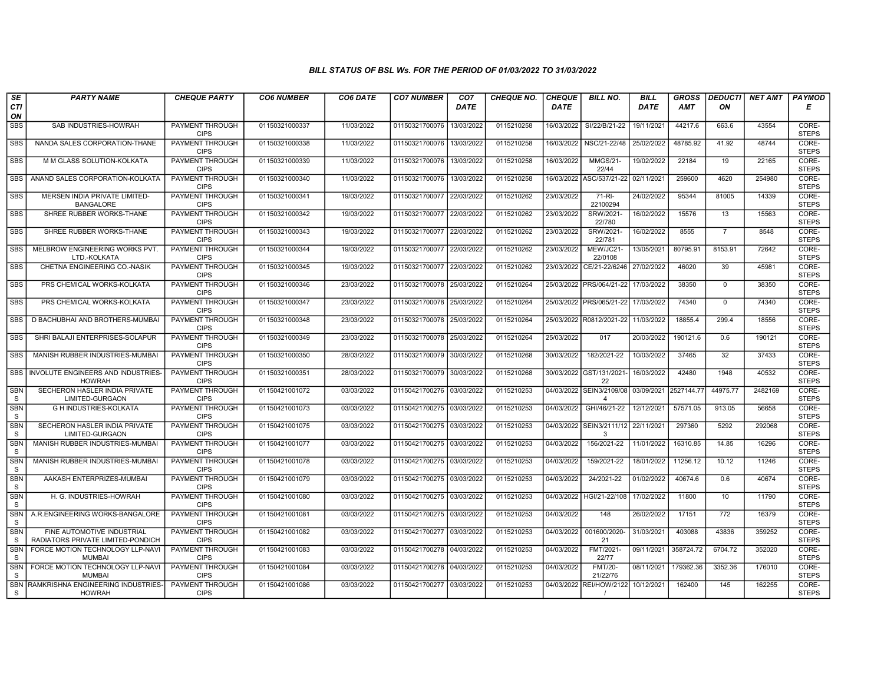*BILL STATUS OF BSL Ws. FOR THE PERIOD OF 01/03/2022 TO 31/03/2022*

| SECTION | PARTY NAME | CHEQUE PARTY | CO6 NUMBER | CO6 DATE | CO7 NUMBER | CO7 DATE | CHEQUE NO. | CHEQUE DATE | BILL NO. | BILL DATE | GROSS AMT | DEDUCTION | NET AMT | PAYMODE |
|---|---|---|---|---|---|---|---|---|---|---|---|---|---|---|
| SBS | SAB INDUSTRIES-HOWRAH | PAYMENT THROUGH CIPS | 01150321000337 | 11/03/2022 | 01150321700076 | 13/03/2022 | 0115210258 | 16/03/2022 | SI/22/B/21-22 | 19/11/2021 | 44217.6 | 663.6 | 43554 | CORE-STEPS |
| SBS | NANDA SALES CORPORATION-THANE | PAYMENT THROUGH CIPS | 01150321000338 | 11/03/2022 | 01150321700076 | 13/03/2022 | 0115210258 | 16/03/2022 | NSC/21-22/48 | 25/02/2022 | 48785.92 | 41.92 | 48744 | CORE-STEPS |
| SBS | M M GLASS SOLUTION-KOLKATA | PAYMENT THROUGH CIPS | 01150321000339 | 11/03/2022 | 01150321700076 | 13/03/2022 | 0115210258 | 16/03/2022 | MMGS/21-22/44 | 19/02/2022 | 22184 | 19 | 22165 | CORE-STEPS |
| SBS | ANAND SALES CORPORATION-KOLKATA | PAYMENT THROUGH CIPS | 01150321000340 | 11/03/2022 | 01150321700076 | 13/03/2022 | 0115210258 | 16/03/2022 | ASC/537/21-22 | 02/11/2021 | 259600 | 4620 | 254980 | CORE-STEPS |
| SBS | MERSEN INDIA PRIVATE LIMITED-BANGALORE | PAYMENT THROUGH CIPS | 01150321000341 | 19/03/2022 | 01150321700077 | 22/03/2022 | 0115210262 | 23/03/2022 | 71-RI-22100294 | 24/02/2022 | 95344 | 81005 | 14339 | CORE-STEPS |
| SBS | SHREE RUBBER WORKS-THANE | PAYMENT THROUGH CIPS | 01150321000342 | 19/03/2022 | 01150321700077 | 22/03/2022 | 0115210262 | 23/03/2022 | SRW/2021-22/780 | 16/02/2022 | 15576 | 13 | 15563 | CORE-STEPS |
| SBS | SHREE RUBBER WORKS-THANE | PAYMENT THROUGH CIPS | 01150321000343 | 19/03/2022 | 01150321700077 | 22/03/2022 | 0115210262 | 23/03/2022 | SRW/2021-22/781 | 16/02/2022 | 8555 | 7 | 8548 | CORE-STEPS |
| SBS | MELBROW ENGINEERING WORKS PVT. LTD.-KOLKATA | PAYMENT THROUGH CIPS | 01150321000344 | 19/03/2022 | 01150321700077 | 22/03/2022 | 0115210262 | 23/03/2022 | MEW/JC21-22/0108 | 13/05/2021 | 80795.91 | 8153.91 | 72642 | CORE-STEPS |
| SBS | CHETNA ENGINEERING CO.-NASIK | PAYMENT THROUGH CIPS | 01150321000345 | 19/03/2022 | 01150321700077 | 22/03/2022 | 0115210262 | 23/03/2022 | CE/21-22/6246 | 27/02/2022 | 46020 | 39 | 45981 | CORE-STEPS |
| SBS | PRS CHEMICAL WORKS-KOLKATA | PAYMENT THROUGH CIPS | 01150321000346 | 23/03/2022 | 01150321700078 | 25/03/2022 | 0115210264 | 25/03/2022 | PRS/064/21-22 | 17/03/2022 | 38350 | 0 | 38350 | CORE-STEPS |
| SBS | PRS CHEMICAL WORKS-KOLKATA | PAYMENT THROUGH CIPS | 01150321000347 | 23/03/2022 | 01150321700078 | 25/03/2022 | 0115210264 | 25/03/2022 | PRS/065/21-22 | 17/03/2022 | 74340 | 0 | 74340 | CORE-STEPS |
| SBS | D BACHUBHAI AND BROTHERS-MUMBAI | PAYMENT THROUGH CIPS | 01150321000348 | 23/03/2022 | 01150321700078 | 25/03/2022 | 0115210264 | 25/03/2022 | R0812/2021-22 | 11/03/2022 | 18855.4 | 299.4 | 18556 | CORE-STEPS |
| SBS | SHRI BALAJI ENTERPRISES-SOLAPUR | PAYMENT THROUGH CIPS | 01150321000349 | 23/03/2022 | 01150321700078 | 25/03/2022 | 0115210264 | 25/03/2022 | 017 | 20/03/2022 | 190121.6 | 0.6 | 190121 | CORE-STEPS |
| SBS | MANISH RUBBER INDUSTRIES-MUMBAI | PAYMENT THROUGH CIPS | 01150321000350 | 28/03/2022 | 01150321700079 | 30/03/2022 | 0115210268 | 30/03/2022 | 182/2021-22 | 10/03/2022 | 37465 | 32 | 37433 | CORE-STEPS |
| SBS | INVOLUTE ENGINEERS AND INDUSTRIES-HOWRAH | PAYMENT THROUGH CIPS | 01150321000351 | 28/03/2022 | 01150321700079 | 30/03/2022 | 0115210268 | 30/03/2022 | GST/131/2021-22 | 16/03/2022 | 42480 | 1948 | 40532 | CORE-STEPS |
| SBNS | SECHERON HASLER INDIA PRIVATE LIMITED-GURGAON | PAYMENT THROUGH CIPS | 01150421001072 | 03/03/2022 | 01150421700276 | 03/03/2022 | 0115210253 | 04/03/2022 | SEIN3/2109/084 | 03/09/2021 | 2527144.77 | 44975.77 | 2482169 | CORE-STEPS |
| SBNS | G H INDUSTRIES-KOLKATA | PAYMENT THROUGH CIPS | 01150421001073 | 03/03/2022 | 01150421700275 | 03/03/2022 | 0115210253 | 04/03/2022 | GHI/46/21-22 | 12/12/2021 | 57571.05 | 913.05 | 56658 | CORE-STEPS |
| SBNS | SECHERON HASLER INDIA PRIVATE LIMITED-GURGAON | PAYMENT THROUGH CIPS | 01150421001075 | 03/03/2022 | 01150421700275 | 03/03/2022 | 0115210253 | 04/03/2022 | SEIN3/2111/123 | 22/11/2021 | 297360 | 5292 | 292068 | CORE-STEPS |
| SBNS | MANISH RUBBER INDUSTRIES-MUMBAI | PAYMENT THROUGH CIPS | 01150421001077 | 03/03/2022 | 01150421700275 | 03/03/2022 | 0115210253 | 04/03/2022 | 156/2021-22 | 11/01/2022 | 16310.85 | 14.85 | 16296 | CORE-STEPS |
| SBNS | MANISH RUBBER INDUSTRIES-MUMBAI | PAYMENT THROUGH CIPS | 01150421001078 | 03/03/2022 | 01150421700275 | 03/03/2022 | 0115210253 | 04/03/2022 | 159/2021-22 | 18/01/2022 | 11256.12 | 10.12 | 11246 | CORE-STEPS |
| SBNS | AAKASH ENTERPRIZES-MUMBAI | PAYMENT THROUGH CIPS | 01150421001079 | 03/03/2022 | 01150421700275 | 03/03/2022 | 0115210253 | 04/03/2022 | 24/2021-22 | 01/02/2022 | 40674.6 | 0.6 | 40674 | CORE-STEPS |
| SBNS | H. G. INDUSTRIES-HOWRAH | PAYMENT THROUGH CIPS | 01150421001080 | 03/03/2022 | 01150421700275 | 03/03/2022 | 0115210253 | 04/03/2022 | HGI/21-22/108 | 17/02/2022 | 11800 | 10 | 11790 | CORE-STEPS |
| SBNS | A.R.ENGINEERING WORKS-BANGALORE | PAYMENT THROUGH CIPS | 01150421001081 | 03/03/2022 | 01150421700275 | 03/03/2022 | 0115210253 | 04/03/2022 | 148 | 26/02/2022 | 17151 | 772 | 16379 | CORE-STEPS |
| SBNS | FINE AUTOMOTIVE INDUSTRIAL RADIATORS PRIVATE LIMITED-PONDICH | PAYMENT THROUGH CIPS | 01150421001082 | 03/03/2022 | 01150421700277 | 03/03/2022 | 0115210253 | 04/03/2022 | 001600/2020-21 | 31/03/2021 | 403088 | 43836 | 359252 | CORE-STEPS |
| SBNS | FORCE MOTION TECHNOLOGY LLP-NAVI MUMBAI | PAYMENT THROUGH CIPS | 01150421001083 | 03/03/2022 | 01150421700278 | 04/03/2022 | 0115210253 | 04/03/2022 | FMT/2021-22/77 | 09/11/2021 | 358724.72 | 6704.72 | 352020 | CORE-STEPS |
| SBNS | FORCE MOTION TECHNOLOGY LLP-NAVI MUMBAI | PAYMENT THROUGH CIPS | 01150421001084 | 03/03/2022 | 01150421700278 | 04/03/2022 | 0115210253 | 04/03/2022 | FMT/20-21/22/76 | 08/11/2021 | 179362.36 | 3352.36 | 176010 | CORE-STEPS |
| SBNS | RAMKRISHNA ENGINEERING INDUSTRIES-HOWRAH | PAYMENT THROUGH CIPS | 01150421001086 | 03/03/2022 | 01150421700277 | 03/03/2022 | 0115210253 | 04/03/2022 | REI/HOW/2122/ | 10/12/2021 | 162400 | 145 | 162255 | CORE-STEPS |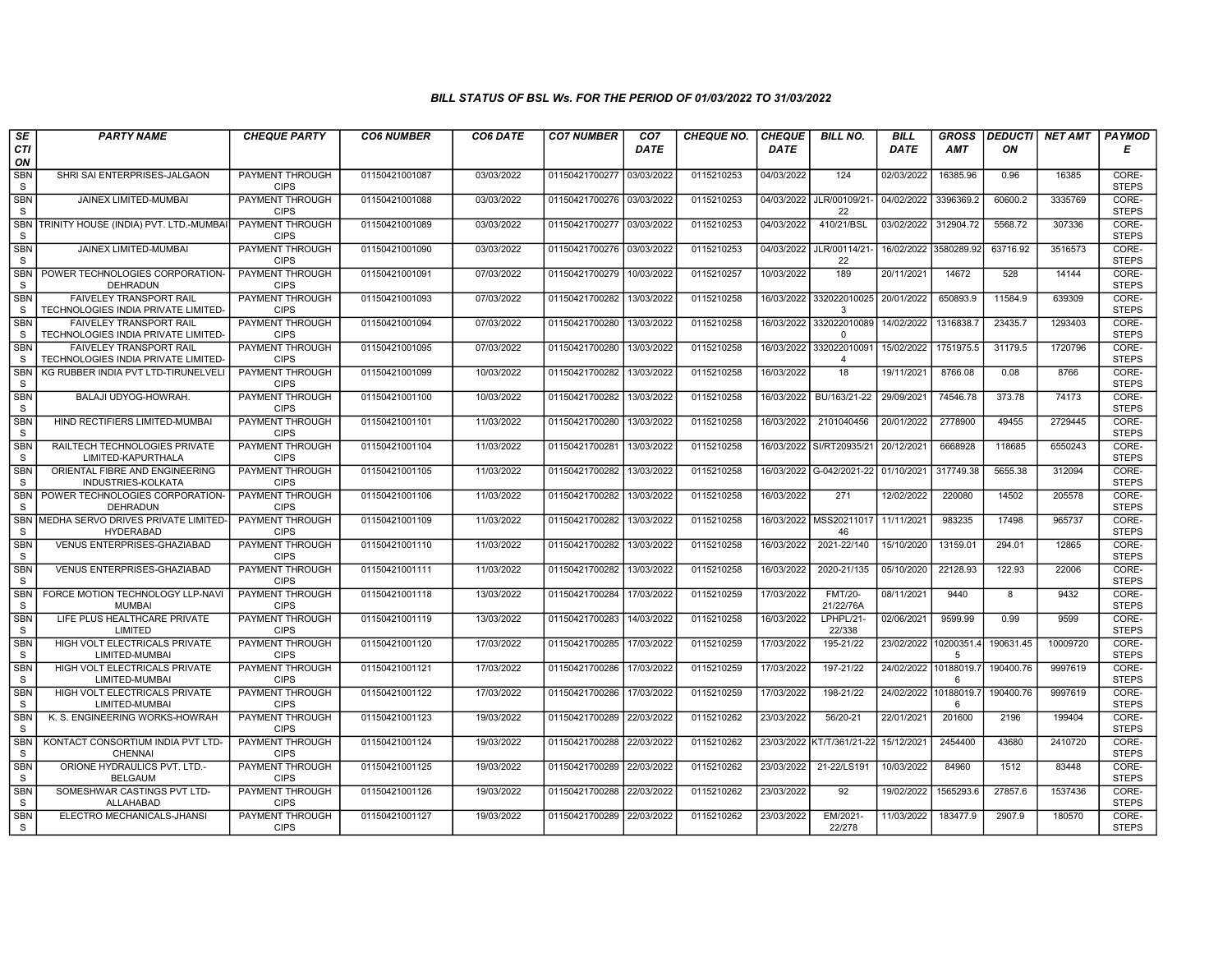### BILL STATUS OF BSL Ws. FOR THE PERIOD OF 01/03/2022 TO 31/03/2022

| SECTION | PARTY NAME | CHEQUE PARTY | CO6 NUMBER | CO6 DATE | CO7 NUMBER | CO7 DATE | CHEQUE NO. | CHEQUE DATE | BILL NO. | BILL DATE | GROSS AMT | DEDUCTION | NET AMT | PAYMODE |
|---|---|---|---|---|---|---|---|---|---|---|---|---|---|---|
| SBNS | SHRI SAI ENTERPRISES-JALGAON | PAYMENT THROUGH CIPS | 01150421001087 | 03/03/2022 | 01150421700277 | 03/03/2022 | 0115210253 | 04/03/2022 | 124 | 02/03/2022 | 16385.96 | 0.96 | 16385 | CORE-STEPS |
| SBNS | JAINEX LIMITED-MUMBAI | PAYMENT THROUGH CIPS | 01150421001088 | 03/03/2022 | 01150421700276 | 03/03/2022 | 0115210253 | 04/03/2022 | JLR/00109/21-22 | 04/02/2022 | 3396369.2 | 60600.2 | 3335769 | CORE-STEPS |
| SBNS | TRINITY HOUSE (INDIA) PVT. LTD.-MUMBAI | PAYMENT THROUGH CIPS | 01150421001089 | 03/03/2022 | 01150421700277 | 03/03/2022 | 0115210253 | 04/03/2022 | 410/21/BSL | 03/02/2022 | 312904.72 | 5568.72 | 307336 | CORE-STEPS |
| SBNS | JAINEX LIMITED-MUMBAI | PAYMENT THROUGH CIPS | 01150421001090 | 03/03/2022 | 01150421700276 | 03/03/2022 | 0115210253 | 04/03/2022 | JLR/00114/21-22 | 16/02/2022 | 3580289.92 | 63716.92 | 3516573 | CORE-STEPS |
| SBNS | POWER TECHNOLOGIES CORPORATION-DEHRADUN | PAYMENT THROUGH CIPS | 01150421001091 | 07/03/2022 | 01150421700279 | 10/03/2022 | 0115210257 | 10/03/2022 | 189 | 20/11/2021 | 14672 | 528 | 14144 | CORE-STEPS |
| SBNS | FAIVELEY TRANSPORT RAIL TECHNOLOGIES INDIA PRIVATE LIMITED- | PAYMENT THROUGH CIPS | 01150421001093 | 07/03/2022 | 01150421700282 | 13/03/2022 | 0115210258 | 16/03/2022 | 3320220100253 | 20/01/2022 | 650893.9 | 11584.9 | 639309 | CORE-STEPS |
| SBNS | FAIVELEY TRANSPORT RAIL TECHNOLOGIES INDIA PRIVATE LIMITED- | PAYMENT THROUGH CIPS | 01150421001094 | 07/03/2022 | 01150421700280 | 13/03/2022 | 0115210258 | 16/03/2022 | 3320220100890 | 14/02/2022 | 1316838.7 | 23435.7 | 1293403 | CORE-STEPS |
| SBNS | FAIVELEY TRANSPORT RAIL TECHNOLOGIES INDIA PRIVATE LIMITED- | PAYMENT THROUGH CIPS | 01150421001095 | 07/03/2022 | 01150421700280 | 13/03/2022 | 0115210258 | 16/03/2022 | 3320220100914 | 15/02/2022 | 1751975.5 | 31179.5 | 1720796 | CORE-STEPS |
| SBNS | KG RUBBER INDIA PVT LTD-TIRUNELVELI | PAYMENT THROUGH CIPS | 01150421001099 | 10/03/2022 | 01150421700282 | 13/03/2022 | 0115210258 | 16/03/2022 | 18 | 19/11/2021 | 8766.08 | 0.08 | 8766 | CORE-STEPS |
| SBNS | BALAJI UDYOG-HOWRAH. | PAYMENT THROUGH CIPS | 01150421001100 | 10/03/2022 | 01150421700282 | 13/03/2022 | 0115210258 | 16/03/2022 | BU/163/21-22 | 29/09/2021 | 74546.78 | 373.78 | 74173 | CORE-STEPS |
| SBNS | HIND RECTIFIERS LIMITED-MUMBAI | PAYMENT THROUGH CIPS | 01150421001101 | 11/03/2022 | 01150421700280 | 13/03/2022 | 0115210258 | 16/03/2022 | 2101040456 | 20/01/2022 | 2778900 | 49455 | 2729445 | CORE-STEPS |
| SBNS | RAILTECH TECHNOLOGIES PRIVATE LIMITED-KAPURTHALA | PAYMENT THROUGH CIPS | 01150421001104 | 11/03/2022 | 01150421700281 | 13/03/2022 | 0115210258 | 16/03/2022 | SI/RT20935/21 | 20/12/2021 | 6668928 | 118685 | 6550243 | CORE-STEPS |
| SBNS | ORIENTAL FIBRE AND ENGINEERING INDUSTRIES-KOLKATA | PAYMENT THROUGH CIPS | 01150421001105 | 11/03/2022 | 01150421700282 | 13/03/2022 | 0115210258 | 16/03/2022 | G-042/2021-22 | 01/10/2021 | 317749.38 | 5655.38 | 312094 | CORE-STEPS |
| SBNS | POWER TECHNOLOGIES CORPORATION-DEHRADUN | PAYMENT THROUGH CIPS | 01150421001106 | 11/03/2022 | 01150421700282 | 13/03/2022 | 0115210258 | 16/03/2022 | 271 | 12/02/2022 | 220080 | 14502 | 205578 | CORE-STEPS |
| SBNS | MEDHA SERVO DRIVES PRIVATE LIMITED-HYDERABAD | PAYMENT THROUGH CIPS | 01150421001109 | 11/03/2022 | 01150421700282 | 13/03/2022 | 0115210258 | 16/03/2022 | MSS2021101746 | 11/11/2021 | 983235 | 17498 | 965737 | CORE-STEPS |
| SBNS | VENUS ENTERPRISES-GHAZIABAD | PAYMENT THROUGH CIPS | 01150421001110 | 11/03/2022 | 01150421700282 | 13/03/2022 | 0115210258 | 16/03/2022 | 2021-22/140 | 15/10/2020 | 13159.01 | 294.01 | 12865 | CORE-STEPS |
| SBNS | VENUS ENTERPRISES-GHAZIABAD | PAYMENT THROUGH CIPS | 01150421001111 | 11/03/2022 | 01150421700282 | 13/03/2022 | 0115210258 | 16/03/2022 | 2020-21/135 | 05/10/2020 | 22128.93 | 122.93 | 22006 | CORE-STEPS |
| SBNS | FORCE MOTION TECHNOLOGY LLP-NAVI MUMBAI | PAYMENT THROUGH CIPS | 01150421001118 | 13/03/2022 | 01150421700284 | 17/03/2022 | 0115210259 | 17/03/2022 | FMT/20-21/22/76A | 08/11/2021 | 9440 | 8 | 9432 | CORE-STEPS |
| SBNS | LIFE PLUS HEALTHCARE PRIVATE LIMITED | PAYMENT THROUGH CIPS | 01150421001119 | 13/03/2022 | 01150421700283 | 14/03/2022 | 0115210258 | 16/03/2022 | LPHPL/21-22/338 | 02/06/2021 | 9599.99 | 0.99 | 9599 | CORE-STEPS |
| SBNS | HIGH VOLT ELECTRICALS PRIVATE LIMITED-MUMBAI | PAYMENT THROUGH CIPS | 01150421001120 | 17/03/2022 | 01150421700285 | 17/03/2022 | 0115210259 | 17/03/2022 | 195-21/22 | 23/02/2022 | 10200351.45 | 190631.45 | 10009720 | CORE-STEPS |
| SBNS | HIGH VOLT ELECTRICALS PRIVATE LIMITED-MUMBAI | PAYMENT THROUGH CIPS | 01150421001121 | 17/03/2022 | 01150421700286 | 17/03/2022 | 0115210259 | 17/03/2022 | 197-21/22 | 24/02/2022 | 10188019.76 | 190400.76 | 9997619 | CORE-STEPS |
| SBNS | HIGH VOLT ELECTRICALS PRIVATE LIMITED-MUMBAI | PAYMENT THROUGH CIPS | 01150421001122 | 17/03/2022 | 01150421700286 | 17/03/2022 | 0115210259 | 17/03/2022 | 198-21/22 | 24/02/2022 | 10188019.76 | 190400.76 | 9997619 | CORE-STEPS |
| SBNS | K. S. ENGINEERING WORKS-HOWRAH | PAYMENT THROUGH CIPS | 01150421001123 | 19/03/2022 | 01150421700289 | 22/03/2022 | 0115210262 | 23/03/2022 | 56/20-21 | 22/01/2021 | 201600 | 2196 | 199404 | CORE-STEPS |
| SBNS | KONTACT CONSORTIUM INDIA PVT LTD-CHENNAI | PAYMENT THROUGH CIPS | 01150421001124 | 19/03/2022 | 01150421700288 | 22/03/2022 | 0115210262 | 23/03/2022 | KT/T/361/21-22 | 15/12/2021 | 2454400 | 43680 | 2410720 | CORE-STEPS |
| SBNS | ORIONE HYDRAULICS PVT. LTD.-BELGAUM | PAYMENT THROUGH CIPS | 01150421001125 | 19/03/2022 | 01150421700289 | 22/03/2022 | 0115210262 | 23/03/2022 | 21-22/LS191 | 10/03/2022 | 84960 | 1512 | 83448 | CORE-STEPS |
| SBNS | SOMESHWAR CASTINGS PVT LTD-ALLAHABAD | PAYMENT THROUGH CIPS | 01150421001126 | 19/03/2022 | 01150421700288 | 22/03/2022 | 0115210262 | 23/03/2022 | 92 | 19/02/2022 | 1565293.6 | 27857.6 | 1537436 | CORE-STEPS |
| SBNS | ELECTRO MECHANICALS-JHANSI | PAYMENT THROUGH CIPS | 01150421001127 | 19/03/2022 | 01150421700289 | 22/03/2022 | 0115210262 | 23/03/2022 | EM/2021-22/278 | 11/03/2022 | 183477.9 | 2907.9 | 180570 | CORE-STEPS |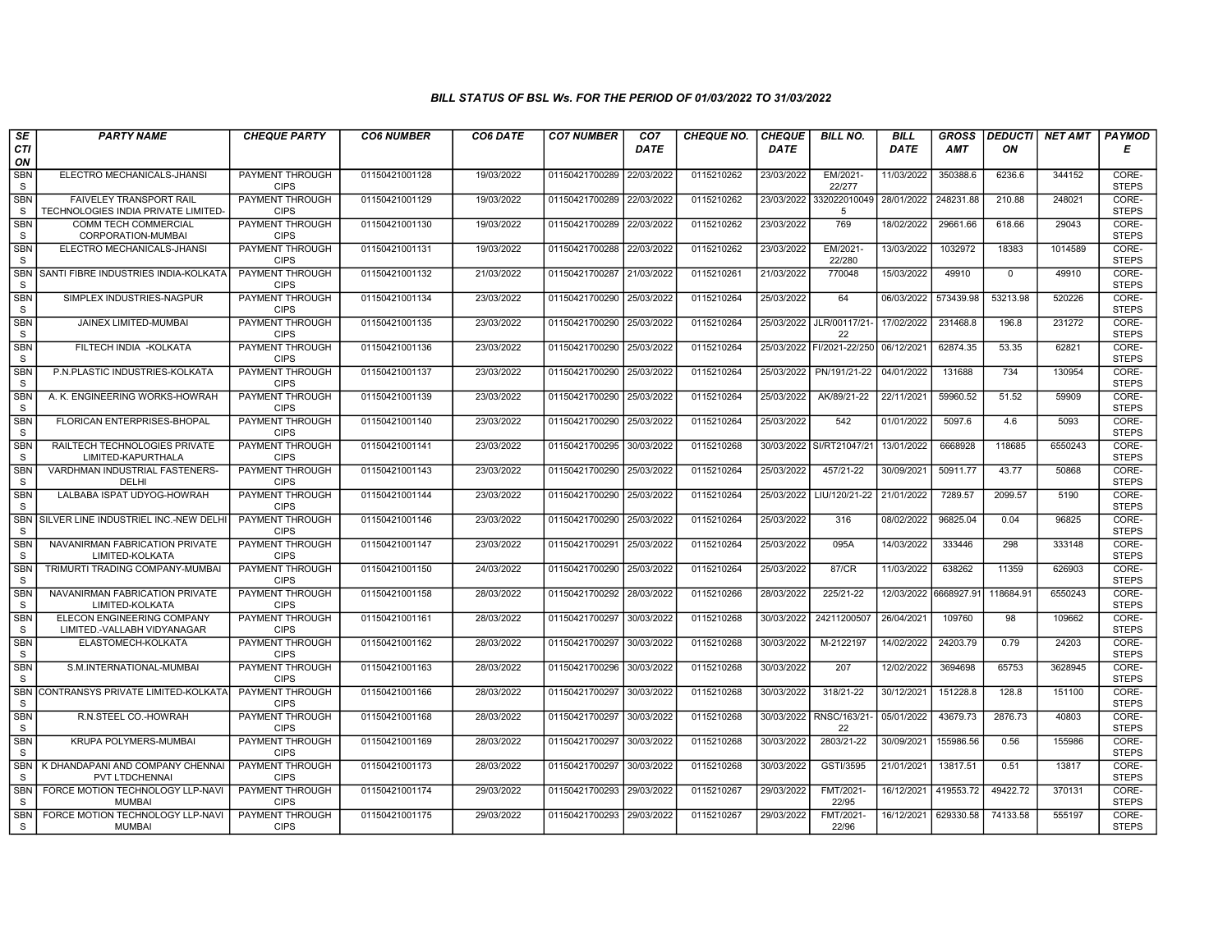## BILL STATUS OF BSL Ws. FOR THE PERIOD OF 01/03/2022 TO 31/03/2022

| SECTION | PARTY NAME | CHEQUE PARTY | CO6 NUMBER | CO6 DATE | CO7 NUMBER | CO7 DATE | CHEQUE NO. | CHEQUE DATE | BILL NO. | BILL DATE | GROSS AMT | DEDUCTION | NET AMT | PAYMODE |
|---|---|---|---|---|---|---|---|---|---|---|---|---|---|---|
| SBNS | ELECTRO MECHANICALS-JHANSI | PAYMENT THROUGH CIPS | 01150421001128 | 19/03/2022 | 01150421700289 | 22/03/2022 | 0115210262 | 23/03/2022 | EM/2021-22/277 | 11/03/2022 | 350388.6 | 6236.6 | 344152 | CORE-STEPS |
| SBNS | FAIVELEY TRANSPORT RAIL TECHNOLOGIES INDIA PRIVATE LIMITED- | PAYMENT THROUGH CIPS | 01150421001129 | 19/03/2022 | 01150421700289 | 22/03/2022 | 0115210262 | 23/03/2022 | 3320220100495 | 28/01/2022 | 248231.88 | 210.88 | 248021 | CORE-STEPS |
| SBNS | COMM TECH COMMERCIAL CORPORATION-MUMBAI | PAYMENT THROUGH CIPS | 01150421001130 | 19/03/2022 | 01150421700289 | 22/03/2022 | 0115210262 | 23/03/2022 | 769 | 18/02/2022 | 29661.66 | 618.66 | 29043 | CORE-STEPS |
| SBNS | ELECTRO MECHANICALS-JHANSI | PAYMENT THROUGH CIPS | 01150421001131 | 19/03/2022 | 01150421700288 | 22/03/2022 | 0115210262 | 23/03/2022 | EM/2021-22/280 | 13/03/2022 | 1032972 | 18383 | 1014589 | CORE-STEPS |
| SBNS | SANTI FIBRE INDUSTRIES INDIA-KOLKATA | PAYMENT THROUGH CIPS | 01150421001132 | 21/03/2022 | 01150421700287 | 21/03/2022 | 0115210261 | 21/03/2022 | 770048 | 15/03/2022 | 49910 | 0 | 49910 | CORE-STEPS |
| SBNS | SIMPLEX INDUSTRIES-NAGPUR | PAYMENT THROUGH CIPS | 01150421001134 | 23/03/2022 | 01150421700290 | 25/03/2022 | 0115210264 | 25/03/2022 | 64 | 06/03/2022 | 573439.98 | 53213.98 | 520226 | CORE-STEPS |
| SBNS | JAINEX LIMITED-MUMBAI | PAYMENT THROUGH CIPS | 01150421001135 | 23/03/2022 | 01150421700290 | 25/03/2022 | 0115210264 | 25/03/2022 | JLR/00117/21-22 | 17/02/2022 | 231468.8 | 196.8 | 231272 | CORE-STEPS |
| SBNS | FILTECH INDIA -KOLKATA | PAYMENT THROUGH CIPS | 01150421001136 | 23/03/2022 | 01150421700290 | 25/03/2022 | 0115210264 | 25/03/2022 | FI/2021-22/250 | 06/12/2021 | 62874.35 | 53.35 | 62821 | CORE-STEPS |
| SBNS | P.N.PLASTIC INDUSTRIES-KOLKATA | PAYMENT THROUGH CIPS | 01150421001137 | 23/03/2022 | 01150421700290 | 25/03/2022 | 0115210264 | 25/03/2022 | PN/191/21-22 | 04/01/2022 | 131688 | 734 | 130954 | CORE-STEPS |
| SBNS | A. K. ENGINEERING WORKS-HOWRAH | PAYMENT THROUGH CIPS | 01150421001139 | 23/03/2022 | 01150421700290 | 25/03/2022 | 0115210264 | 25/03/2022 | AK/89/21-22 | 22/11/2021 | 59960.52 | 51.52 | 59909 | CORE-STEPS |
| SBNS | FLORICAN ENTERPRISES-BHOPAL | PAYMENT THROUGH CIPS | 01150421001140 | 23/03/2022 | 01150421700290 | 25/03/2022 | 0115210264 | 25/03/2022 | 542 | 01/01/2022 | 5097.6 | 4.6 | 5093 | CORE-STEPS |
| SBNS | RAILTECH TECHNOLOGIES PRIVATE LIMITED-KAPURTHALA | PAYMENT THROUGH CIPS | 01150421001141 | 23/03/2022 | 01150421700295 | 30/03/2022 | 0115210268 | 30/03/2022 | SI/RT21047/21 | 13/01/2022 | 6668928 | 118685 | 6550243 | CORE-STEPS |
| SBNS | VARDHMAN INDUSTRIAL FASTENERS-DELHI | PAYMENT THROUGH CIPS | 01150421001143 | 23/03/2022 | 01150421700290 | 25/03/2022 | 0115210264 | 25/03/2022 | 457/21-22 | 30/09/2021 | 50911.77 | 43.77 | 50868 | CORE-STEPS |
| SBNS | LALBABA ISPAT UDYOG-HOWRAH | PAYMENT THROUGH CIPS | 01150421001144 | 23/03/2022 | 01150421700290 | 25/03/2022 | 0115210264 | 25/03/2022 | LIU/120/21-22 | 21/01/2022 | 7289.57 | 2099.57 | 5190 | CORE-STEPS |
| SBNS | SILVER LINE INDUSTRIEL INC.-NEW DELHI | PAYMENT THROUGH CIPS | 01150421001146 | 23/03/2022 | 01150421700290 | 25/03/2022 | 0115210264 | 25/03/2022 | 316 | 08/02/2022 | 96825.04 | 0.04 | 96825 | CORE-STEPS |
| SBNS | NAVANIRMAN FABRICATION PRIVATE LIMITED-KOLKATA | PAYMENT THROUGH CIPS | 01150421001147 | 23/03/2022 | 01150421700291 | 25/03/2022 | 0115210264 | 25/03/2022 | 095A | 14/03/2022 | 333446 | 298 | 333148 | CORE-STEPS |
| SBNS | TRIMURTI TRADING COMPANY-MUMBAI | PAYMENT THROUGH CIPS | 01150421001150 | 24/03/2022 | 01150421700290 | 25/03/2022 | 0115210264 | 25/03/2022 | 87/CR | 11/03/2022 | 638262 | 11359 | 626903 | CORE-STEPS |
| SBNS | NAVANIRMAN FABRICATION PRIVATE LIMITED-KOLKATA | PAYMENT THROUGH CIPS | 01150421001158 | 28/03/2022 | 01150421700292 | 28/03/2022 | 0115210266 | 28/03/2022 | 225/21-22 | 12/03/2022 | 6668927.91 | 118684.91 | 6550243 | CORE-STEPS |
| SBNS | ELECON ENGINEERING COMPANY LIMITED.-VALLABH VIDYANAGAR | PAYMENT THROUGH CIPS | 01150421001161 | 28/03/2022 | 01150421700297 | 30/03/2022 | 0115210268 | 30/03/2022 | 24211200507 | 26/04/2021 | 109760 | 98 | 109662 | CORE-STEPS |
| SBNS | ELASTOMECH-KOLKATA | PAYMENT THROUGH CIPS | 01150421001162 | 28/03/2022 | 01150421700297 | 30/03/2022 | 0115210268 | 30/03/2022 | M-2122197 | 14/02/2022 | 24203.79 | 0.79 | 24203 | CORE-STEPS |
| SBNS | S.M.INTERNATIONAL-MUMBAI | PAYMENT THROUGH CIPS | 01150421001163 | 28/03/2022 | 01150421700296 | 30/03/2022 | 0115210268 | 30/03/2022 | 207 | 12/02/2022 | 3694698 | 65753 | 3628945 | CORE-STEPS |
| SBNS | CONTRANSYS PRIVATE LIMITED-KOLKATA | PAYMENT THROUGH CIPS | 01150421001166 | 28/03/2022 | 01150421700297 | 30/03/2022 | 0115210268 | 30/03/2022 | 318/21-22 | 30/12/2021 | 151228.8 | 128.8 | 151100 | CORE-STEPS |
| SBNS | R.N.STEEL CO.-HOWRAH | PAYMENT THROUGH CIPS | 01150421001168 | 28/03/2022 | 01150421700297 | 30/03/2022 | 0115210268 | 30/03/2022 | RNSC/163/21-22 | 05/01/2022 | 43679.73 | 2876.73 | 40803 | CORE-STEPS |
| SBNS | KRUPA POLYMERS-MUMBAI | PAYMENT THROUGH CIPS | 01150421001169 | 28/03/2022 | 01150421700297 | 30/03/2022 | 0115210268 | 30/03/2022 | 2803/21-22 | 30/09/2021 | 155986.56 | 0.56 | 155986 | CORE-STEPS |
| SBNS | K DHANDAPANI AND COMPANY CHENNAI PVT LTDCHENNAI | PAYMENT THROUGH CIPS | 01150421001173 | 28/03/2022 | 01150421700297 | 30/03/2022 | 0115210268 | 30/03/2022 | GSTI/3595 | 21/01/2021 | 13817.51 | 0.51 | 13817 | CORE-STEPS |
| SBNS | FORCE MOTION TECHNOLOGY LLP-NAVI MUMBAI | PAYMENT THROUGH CIPS | 01150421001174 | 29/03/2022 | 01150421700293 | 29/03/2022 | 0115210267 | 29/03/2022 | FMT/2021-22/95 | 16/12/2021 | 419553.72 | 49422.72 | 370131 | CORE-STEPS |
| SBNS | FORCE MOTION TECHNOLOGY LLP-NAVI MUMBAI | PAYMENT THROUGH CIPS | 01150421001175 | 29/03/2022 | 01150421700293 | 29/03/2022 | 0115210267 | 29/03/2022 | FMT/2021-22/96 | 16/12/2021 | 629330.58 | 74133.58 | 555197 | CORE-STEPS |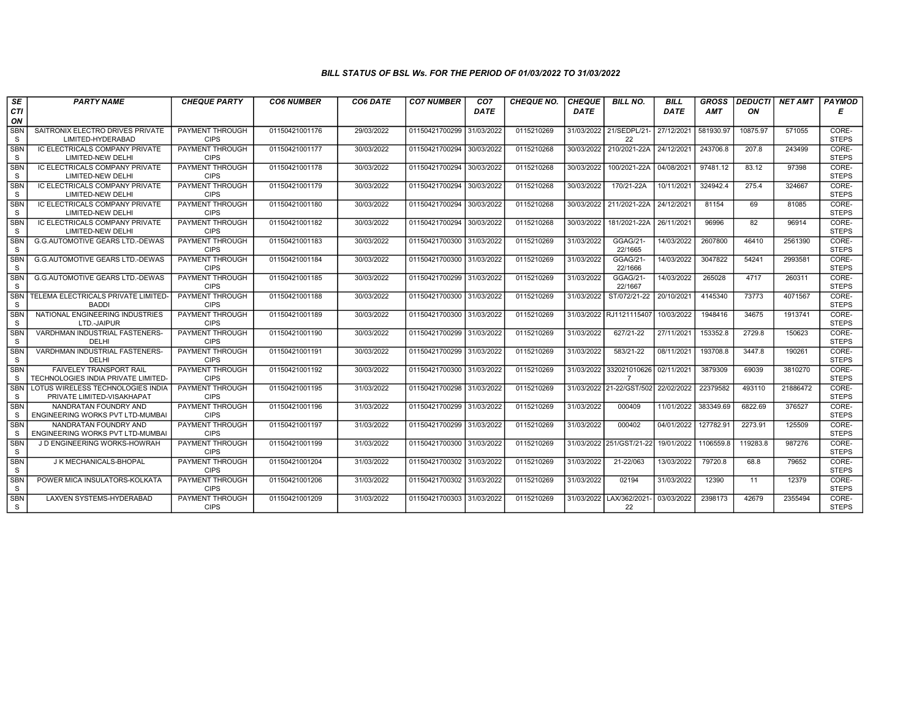*BILL STATUS OF BSL Ws. FOR THE PERIOD OF 01/03/2022 TO 31/03/2022*

| *SECTION* | *PARTY NAME* | *CHEQUE PARTY* | *CO6 NUMBER* | *CO6 DATE* | *CO7 NUMBER* | *CO7 DATE* | *CHEQUE NO.* | *CHEQUE DATE* | *BILL NO.* | *BILL DATE* | *GROSS AMT* | *DEDUCTION* | *NET AMT* | *PAYMODE* |
|---|---|---|---|---|---|---|---|---|---|---|---|---|---|---|
| SBNS | SAITRONIX ELECTRO DRIVES PRIVATE LIMITED-HYDERABAD | PAYMENT THROUGH CIPS | 01150421001176 | 29/03/2022 | 01150421700299 | 31/03/2022 | 0115210269 | 31/03/2022 | 21/SEDPL/21-22 | 27/12/2021 | 581930.97 | 10875.97 | 571055 | CORE-STEPS |
| SBNS | IC ELECTRICALS COMPANY PRIVATE LIMITED-NEW DELHI | PAYMENT THROUGH CIPS | 01150421001177 | 30/03/2022 | 01150421700294 | 30/03/2022 | 0115210268 | 30/03/2022 | 210/2021-22A | 24/12/2021 | 243706.8 | 207.8 | 243499 | CORE-STEPS |
| SBNS | IC ELECTRICALS COMPANY PRIVATE LIMITED-NEW DELHI | PAYMENT THROUGH CIPS | 01150421001178 | 30/03/2022 | 01150421700294 | 30/03/2022 | 0115210268 | 30/03/2022 | 100/2021-22A | 04/08/2021 | 97481.12 | 83.12 | 97398 | CORE-STEPS |
| SBNS | IC ELECTRICALS COMPANY PRIVATE LIMITED-NEW DELHI | PAYMENT THROUGH CIPS | 01150421001179 | 30/03/2022 | 01150421700294 | 30/03/2022 | 0115210268 | 30/03/2022 | 170/21-22A | 10/11/2021 | 324942.4 | 275.4 | 324667 | CORE-STEPS |
| SBNS | IC ELECTRICALS COMPANY PRIVATE LIMITED-NEW DELHI | PAYMENT THROUGH CIPS | 01150421001180 | 30/03/2022 | 01150421700294 | 30/03/2022 | 0115210268 | 30/03/2022 | 211/2021-22A | 24/12/2021 | 81154 | 69 | 81085 | CORE-STEPS |
| SBNS | IC ELECTRICALS COMPANY PRIVATE LIMITED-NEW DELHI | PAYMENT THROUGH CIPS | 01150421001182 | 30/03/2022 | 01150421700294 | 30/03/2022 | 0115210268 | 30/03/2022 | 181/2021-22A | 26/11/2021 | 96996 | 82 | 96914 | CORE-STEPS |
| SBNS | G.G.AUTOMOTIVE GEARS LTD.-DEWAS | PAYMENT THROUGH CIPS | 01150421001183 | 30/03/2022 | 01150421700300 | 31/03/2022 | 0115210269 | 31/03/2022 | GGAG/21-22/1665 | 14/03/2022 | 2607800 | 46410 | 2561390 | CORE-STEPS |
| SBNS | G.G.AUTOMOTIVE GEARS LTD.-DEWAS | PAYMENT THROUGH CIPS | 01150421001184 | 30/03/2022 | 01150421700300 | 31/03/2022 | 0115210269 | 31/03/2022 | GGAG/21-22/1666 | 14/03/2022 | 3047822 | 54241 | 2993581 | CORE-STEPS |
| SBNS | G.G.AUTOMOTIVE GEARS LTD.-DEWAS | PAYMENT THROUGH CIPS | 01150421001185 | 30/03/2022 | 01150421700299 | 31/03/2022 | 0115210269 | 31/03/2022 | GGAG/21-22/1667 | 14/03/2022 | 265028 | 4717 | 260311 | CORE-STEPS |
| SBNS | TELEMA ELECTRICALS PRIVATE LIMITED-BADDI | PAYMENT THROUGH CIPS | 01150421001188 | 30/03/2022 | 01150421700300 | 31/03/2022 | 0115210269 | 31/03/2022 | ST/072/21-22 | 20/10/2021 | 4145340 | 73773 | 4071567 | CORE-STEPS |
| SBNS | NATIONAL ENGINEERING INDUSTRIES LTD.-JAIPUR | PAYMENT THROUGH CIPS | 01150421001189 | 30/03/2022 | 01150421700300 | 31/03/2022 | 0115210269 | 31/03/2022 | RJ1121115407 | 10/03/2022 | 1948416 | 34675 | 1913741 | CORE-STEPS |
| SBNS | VARDHMAN INDUSTRIAL FASTENERS-DELHI | PAYMENT THROUGH CIPS | 01150421001190 | 30/03/2022 | 01150421700299 | 31/03/2022 | 0115210269 | 31/03/2022 | 627/21-22 | 27/11/2021 | 153352.8 | 2729.8 | 150623 | CORE-STEPS |
| SBNS | VARDHMAN INDUSTRIAL FASTENERS-DELHI | PAYMENT THROUGH CIPS | 01150421001191 | 30/03/2022 | 01150421700299 | 31/03/2022 | 0115210269 | 31/03/2022 | 583/21-22 | 08/11/2021 | 193708.8 | 3447.8 | 190261 | CORE-STEPS |
| SBNS | FAIVELEY TRANSPORT RAIL TECHNOLOGIES INDIA PRIVATE LIMITED- | PAYMENT THROUGH CIPS | 01150421001192 | 30/03/2022 | 01150421700300 | 31/03/2022 | 0115210269 | 31/03/2022 | 3320210106267 | 02/11/2021 | 3879309 | 69039 | 3810270 | CORE-STEPS |
| SBNS | LOTUS WIRELESS TECHNOLOGIES INDIA PRIVATE LIMITED-VISAKHAPAT | PAYMENT THROUGH CIPS | 01150421001195 | 31/03/2022 | 01150421700298 | 31/03/2022 | 0115210269 | 31/03/2022 | 21-22/GST/502 | 22/02/2022 | 22379582 | 493110 | 21886472 | CORE-STEPS |
| SBNS | NANDRATAN FOUNDRY AND ENGINEERING WORKS PVT LTD-MUMBAI | PAYMENT THROUGH CIPS | 01150421001196 | 31/03/2022 | 01150421700299 | 31/03/2022 | 0115210269 | 31/03/2022 | 000409 | 11/01/2022 | 383349.69 | 6822.69 | 376527 | CORE-STEPS |
| SBNS | NANDRATAN FOUNDRY AND ENGINEERING WORKS PVT LTD-MUMBAI | PAYMENT THROUGH CIPS | 01150421001197 | 31/03/2022 | 01150421700299 | 31/03/2022 | 0115210269 | 31/03/2022 | 000402 | 04/01/2022 | 127782.91 | 2273.91 | 125509 | CORE-STEPS |
| SBNS | J D ENGINEERING WORKS-HOWRAH | PAYMENT THROUGH CIPS | 01150421001199 | 31/03/2022 | 01150421700300 | 31/03/2022 | 0115210269 | 31/03/2022 | 251/GST/21-22 | 19/01/2022 | 1106559.8 | 119283.8 | 987276 | CORE-STEPS |
| SBNS | J K MECHANICALS-BHOPAL | PAYMENT THROUGH CIPS | 01150421001204 | 31/03/2022 | 01150421700302 | 31/03/2022 | 0115210269 | 31/03/2022 | 21-22/063 | 13/03/2022 | 79720.8 | 68.8 | 79652 | CORE-STEPS |
| SBNS | POWER MICA INSULATORS-KOLKATA | PAYMENT THROUGH CIPS | 01150421001206 | 31/03/2022 | 01150421700302 | 31/03/2022 | 0115210269 | 31/03/2022 | 02194 | 31/03/2022 | 12390 | 11 | 12379 | CORE-STEPS |
| SBNS | LAXVEN SYSTEMS-HYDERABAD | PAYMENT THROUGH CIPS | 01150421001209 | 31/03/2022 | 01150421700303 | 31/03/2022 | 0115210269 | 31/03/2022 | LAX/362/2021-22 | 03/03/2022 | 2398173 | 42679 | 2355494 | CORE-STEPS |